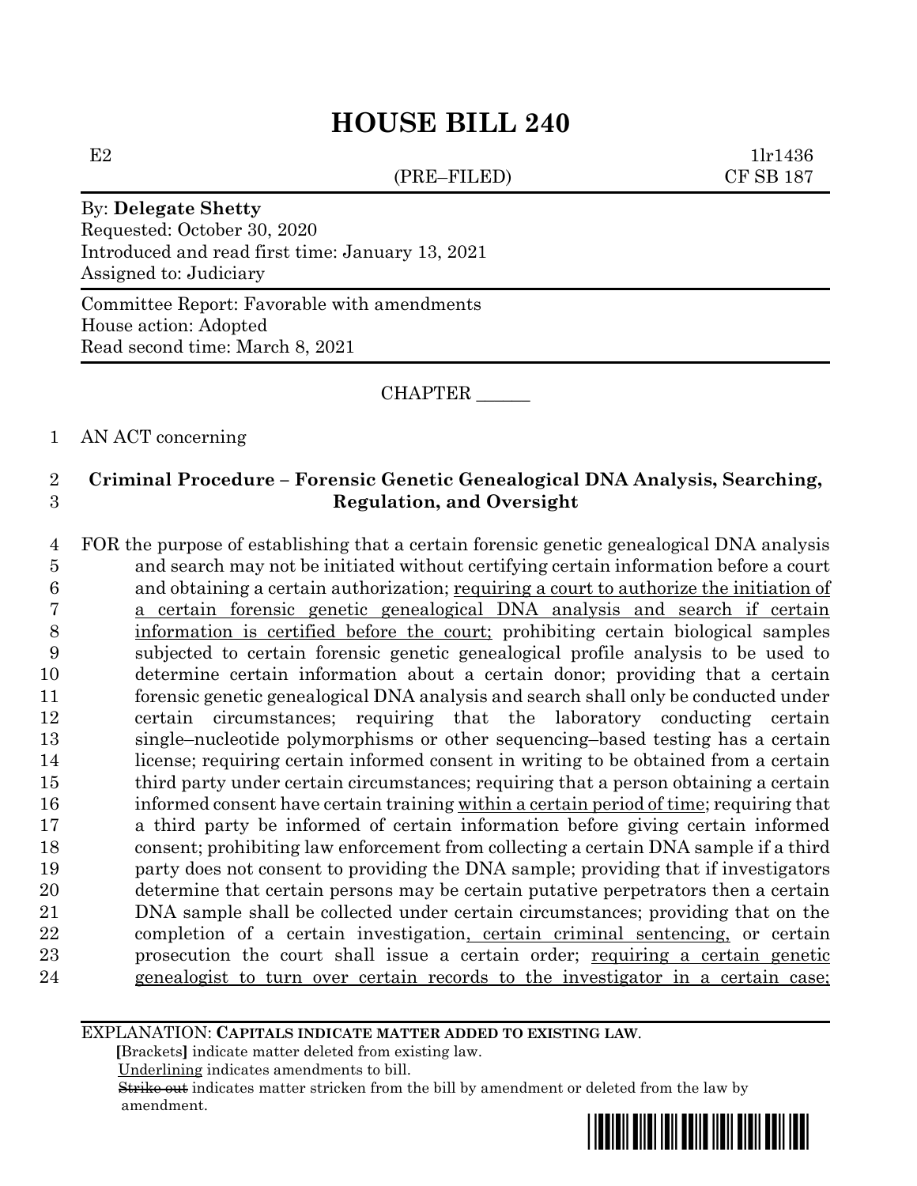# HOUSE BILL 240

E2 (PRE–FILED) 1lr1436
CF SB 187

By: **Delegate Shetty**
Requested: October 30, 2020
Introduced and read first time: January 13, 2021
Assigned to: Judiciary

Committee Report: Favorable with amendments
House action: Adopted
Read second time: March 8, 2021

CHAPTER ______

1 AN ACT concerning

2 **Criminal Procedure – Forensic Genetic Genealogical DNA Analysis, Searching,**
3 **Regulation, and Oversight**

4 FOR the purpose of establishing that a certain forensic genetic genealogical DNA analysis
5 and search may not be initiated without certifying certain information before a court
6 and obtaining a certain authorization; requiring a court to authorize the initiation of
7 a certain forensic genetic genealogical DNA analysis and search if certain
8 information is certified before the court; prohibiting certain biological samples
9 subjected to certain forensic genetic genealogical profile analysis to be used to
10 determine certain information about a certain donor; providing that a certain
11 forensic genetic genealogical DNA analysis and search shall only be conducted under
12 certain circumstances; requiring that the laboratory conducting certain
13 single–nucleotide polymorphisms or other sequencing–based testing has a certain
14 license; requiring certain informed consent in writing to be obtained from a certain
15 third party under certain circumstances; requiring that a person obtaining a certain
16 informed consent have certain training within a certain period of time; requiring that
17 a third party be informed of certain information before giving certain informed
18 consent; prohibiting law enforcement from collecting a certain DNA sample if a third
19 party does not consent to providing the DNA sample; providing that if investigators
20 determine that certain persons may be certain putative perpetrators then a certain
21 DNA sample shall be collected under certain circumstances; providing that on the
22 completion of a certain investigation, certain criminal sentencing, or certain
23 prosecution the court shall issue a certain order; requiring a certain genetic
24 genealogist to turn over certain records to the investigator in a certain case;

EXPLANATION: **CAPITALS INDICATE MATTER ADDED TO EXISTING LAW.**
**[**Brackets**]** indicate matter deleted from existing law.
Underlining indicates amendments to bill.
~~Strike out~~ indicates matter stricken from the bill by amendment or deleted from the law by amendment.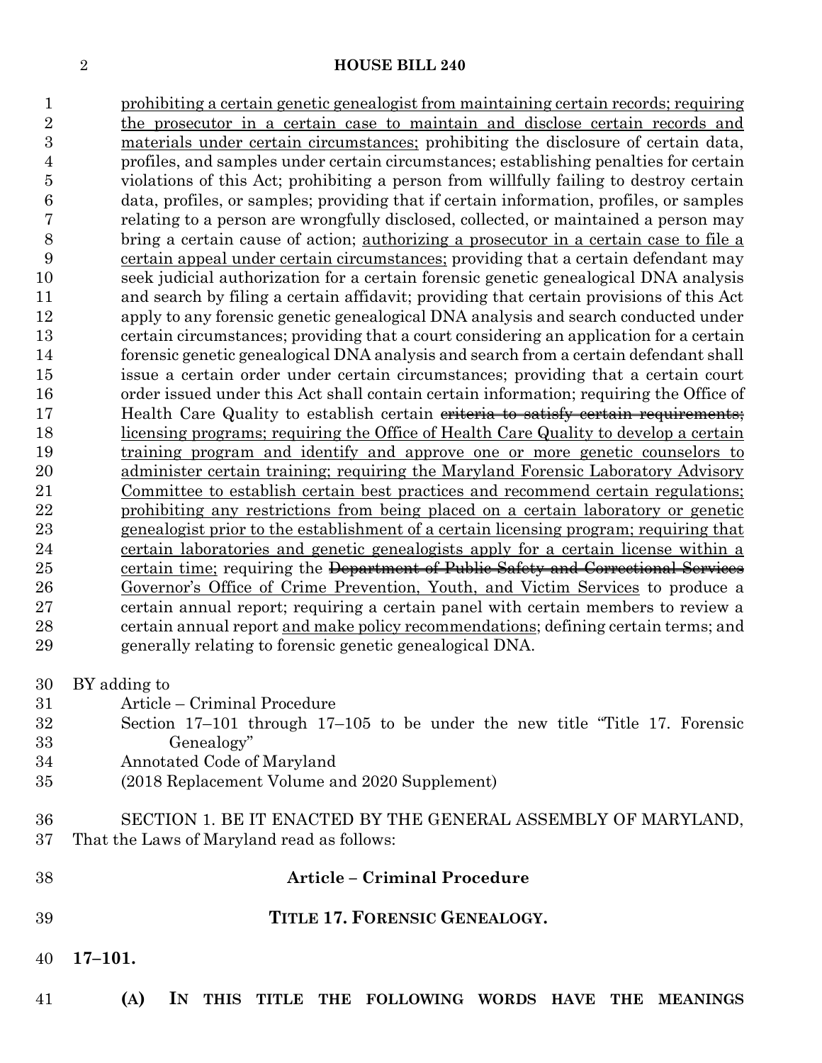prohibiting a certain genetic genealogist from maintaining certain records; requiring the prosecutor in a certain case to maintain and disclose certain records and materials under certain circumstances; prohibiting the disclosure of certain data, profiles, and samples under certain circumstances; establishing penalties for certain violations of this Act; prohibiting a person from willfully failing to destroy certain data, profiles, or samples; providing that if certain information, profiles, or samples relating to a person are wrongfully disclosed, collected, or maintained a person may bring a certain cause of action; authorizing a prosecutor in a certain case to file a certain appeal under certain circumstances; providing that a certain defendant may seek judicial authorization for a certain forensic genetic genealogical DNA analysis and search by filing a certain affidavit; providing that certain provisions of this Act apply to any forensic genetic genealogical DNA analysis and search conducted under certain circumstances; providing that a court considering an application for a certain forensic genetic genealogical DNA analysis and search from a certain defendant shall issue a certain order under certain circumstances; providing that a certain court order issued under this Act shall contain certain information; requiring the Office of Health Care Quality to establish certain ~~criteria to satisfy certain requirements;~~ licensing programs; requiring the Office of Health Care Quality to develop a certain training program and identify and approve one or more genetic counselors to administer certain training; requiring the Maryland Forensic Laboratory Advisory Committee to establish certain best practices and recommend certain regulations; prohibiting any restrictions from being placed on a certain laboratory or genetic genealogist prior to the establishment of a certain licensing program; requiring that certain laboratories and genetic genealogists apply for a certain license within a certain time; requiring the ~~Department of Public Safety and Correctional Services~~ Governor's Office of Crime Prevention, Youth, and Victim Services to produce a certain annual report; requiring a certain panel with certain members to review a certain annual report and make policy recommendations; defining certain terms; and generally relating to forensic genetic genealogical DNA.

BY adding to
Article – Criminal Procedure
Section 17–101 through 17–105 to be under the new title "Title 17. Forensic Genealogy"
Annotated Code of Maryland
(2018 Replacement Volume and 2020 Supplement)

SECTION 1. BE IT ENACTED BY THE GENERAL ASSEMBLY OF MARYLAND, That the Laws of Maryland read as follows:

**Article – Criminal Procedure**

**TITLE 17. FORENSIC GENEALOGY.**

**17–101.**

**(A) IN THIS TITLE THE FOLLOWING WORDS HAVE THE MEANINGS**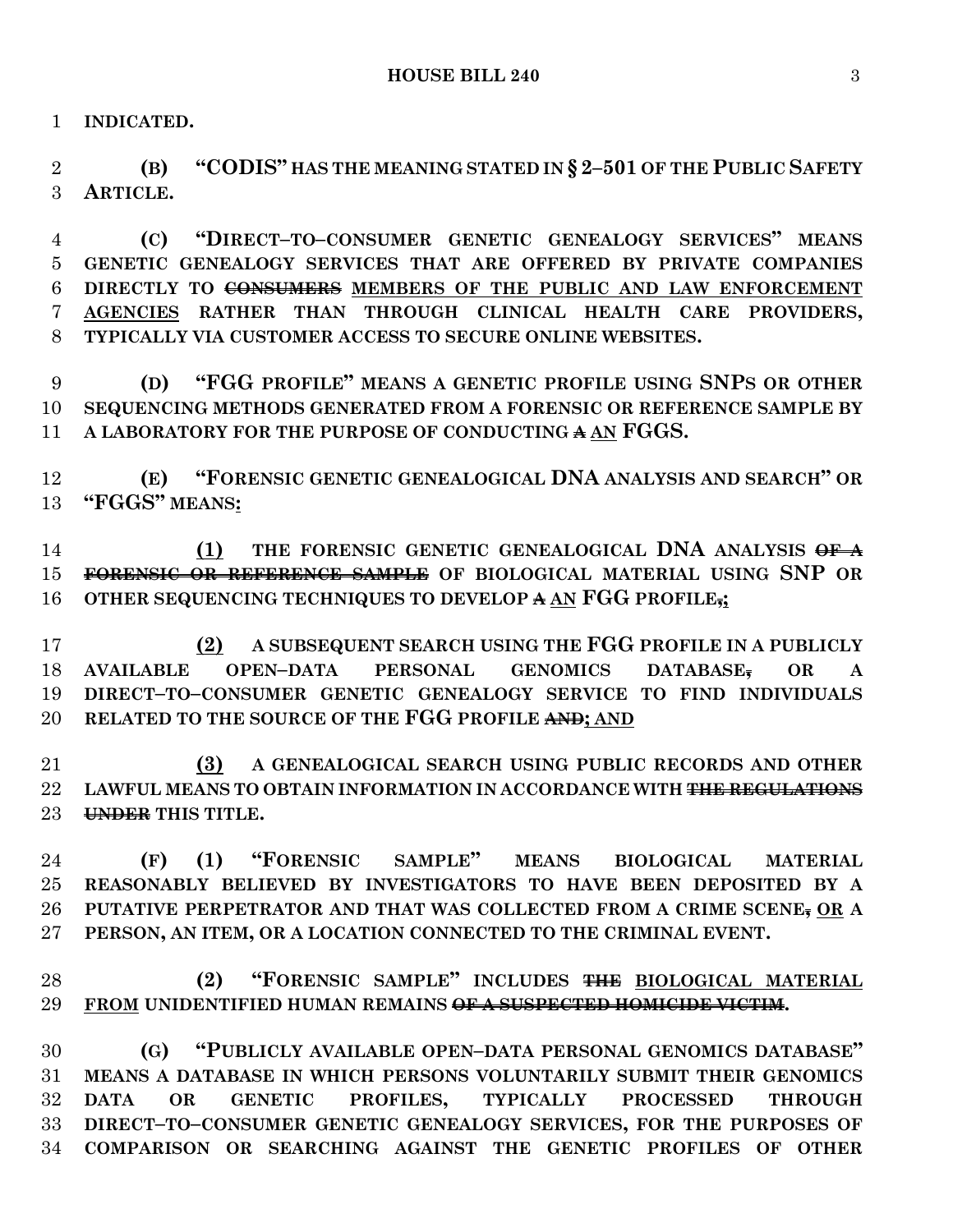**INDICATED.**

**(B) "CODIS" HAS THE MEANING STATED IN § 2–501 OF THE PUBLIC SAFETY ARTICLE.**

**(C) "DIRECT–TO–CONSUMER GENETIC GENEALOGY SERVICES" MEANS GENETIC GENEALOGY SERVICES THAT ARE OFFERED BY PRIVATE COMPANIES DIRECTLY TO ~~CONSUMERS~~ MEMBERS OF THE PUBLIC AND LAW ENFORCEMENT AGENCIES RATHER THAN THROUGH CLINICAL HEALTH CARE PROVIDERS, TYPICALLY VIA CUSTOMER ACCESS TO SECURE ONLINE WEBSITES.**

**(D) "FGG PROFILE" MEANS A GENETIC PROFILE USING SNPS OR OTHER SEQUENCING METHODS GENERATED FROM A FORENSIC OR REFERENCE SAMPLE BY A LABORATORY FOR THE PURPOSE OF CONDUCTING ~~A~~ AN FGGS.**

**(E) "FORENSIC GENETIC GENEALOGICAL DNA ANALYSIS AND SEARCH" OR "FGGS" MEANS:**

**(1) THE FORENSIC GENETIC GENEALOGICAL DNA ANALYSIS ~~OF A FORENSIC OR REFERENCE SAMPLE~~ OF BIOLOGICAL MATERIAL USING SNP OR OTHER SEQUENCING TECHNIQUES TO DEVELOP ~~A~~ AN FGG PROFILE~~,~~;**

**(2) A SUBSEQUENT SEARCH USING THE FGG PROFILE IN A PUBLICLY AVAILABLE OPEN–DATA PERSONAL GENOMICS DATABASE~~,~~ OR A DIRECT–TO–CONSUMER GENETIC GENEALOGY SERVICE TO FIND INDIVIDUALS RELATED TO THE SOURCE OF THE FGG PROFILE ~~AND~~; AND**

**(3) A GENEALOGICAL SEARCH USING PUBLIC RECORDS AND OTHER LAWFUL MEANS TO OBTAIN INFORMATION IN ACCORDANCE WITH ~~THE REGULATIONS UNDER~~ THIS TITLE.**

**(F) (1) "FORENSIC SAMPLE" MEANS BIOLOGICAL MATERIAL REASONABLY BELIEVED BY INVESTIGATORS TO HAVE BEEN DEPOSITED BY A PUTATIVE PERPETRATOR AND THAT WAS COLLECTED FROM A CRIME SCENE~~,~~ OR A PERSON, AN ITEM, OR A LOCATION CONNECTED TO THE CRIMINAL EVENT.**

**(2) "FORENSIC SAMPLE" INCLUDES ~~THE~~ BIOLOGICAL MATERIAL FROM UNIDENTIFIED HUMAN REMAINS ~~OF A SUSPECTED HOMICIDE VICTIM~~.**

**(G) "PUBLICLY AVAILABLE OPEN–DATA PERSONAL GENOMICS DATABASE" MEANS A DATABASE IN WHICH PERSONS VOLUNTARILY SUBMIT THEIR GENOMICS DATA OR GENETIC PROFILES, TYPICALLY PROCESSED THROUGH DIRECT–TO–CONSUMER GENETIC GENEALOGY SERVICES, FOR THE PURPOSES OF COMPARISON OR SEARCHING AGAINST THE GENETIC PROFILES OF OTHER**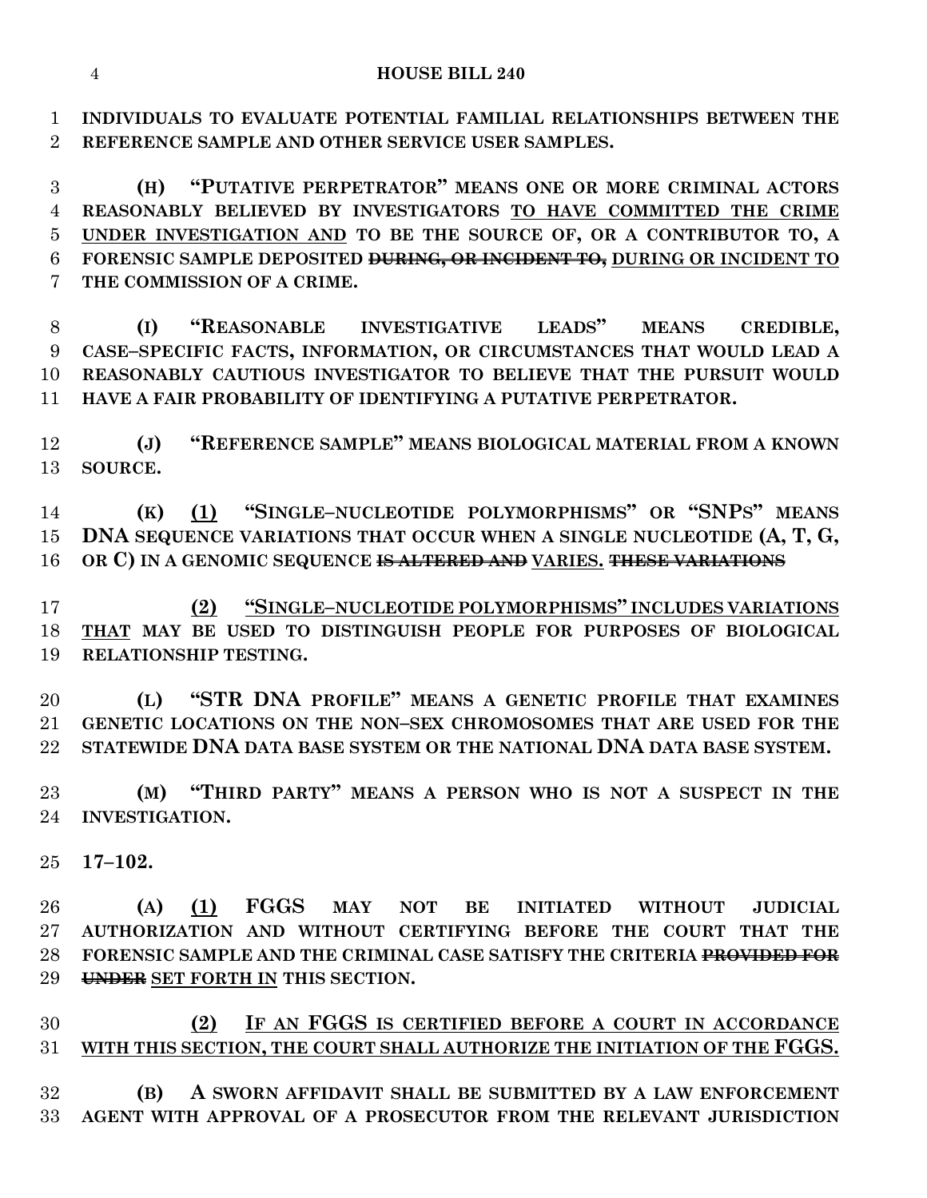INDIVIDUALS TO EVALUATE POTENTIAL FAMILIAL RELATIONSHIPS BETWEEN THE REFERENCE SAMPLE AND OTHER SERVICE USER SAMPLES.

(H) "PUTATIVE PERPETRATOR" MEANS ONE OR MORE CRIMINAL ACTORS REASONABLY BELIEVED BY INVESTIGATORS TO HAVE COMMITTED THE CRIME UNDER INVESTIGATION AND TO BE THE SOURCE OF, OR A CONTRIBUTOR TO, A FORENSIC SAMPLE DEPOSITED ~~DURING, OR INCIDENT TO,~~ DURING OR INCIDENT TO THE COMMISSION OF A CRIME.

(I) "REASONABLE INVESTIGATIVE LEADS" MEANS CREDIBLE, CASE–SPECIFIC FACTS, INFORMATION, OR CIRCUMSTANCES THAT WOULD LEAD A REASONABLY CAUTIOUS INVESTIGATOR TO BELIEVE THAT THE PURSUIT WOULD HAVE A FAIR PROBABILITY OF IDENTIFYING A PUTATIVE PERPETRATOR.

(J) "REFERENCE SAMPLE" MEANS BIOLOGICAL MATERIAL FROM A KNOWN SOURCE.

(K) (1) "SINGLE–NUCLEOTIDE POLYMORPHISMS" OR "SNPS" MEANS DNA SEQUENCE VARIATIONS THAT OCCUR WHEN A SINGLE NUCLEOTIDE (A, T, G, OR C) IN A GENOMIC SEQUENCE ~~IS ALTERED AND~~ VARIES. ~~THESE VARIATIONS~~

(2) "SINGLE–NUCLEOTIDE POLYMORPHISMS" INCLUDES VARIATIONS THAT MAY BE USED TO DISTINGUISH PEOPLE FOR PURPOSES OF BIOLOGICAL RELATIONSHIP TESTING.

(L) "STR DNA PROFILE" MEANS A GENETIC PROFILE THAT EXAMINES GENETIC LOCATIONS ON THE NON–SEX CHROMOSOMES THAT ARE USED FOR THE STATEWIDE DNA DATA BASE SYSTEM OR THE NATIONAL DNA DATA BASE SYSTEM.

(M) "THIRD PARTY" MEANS A PERSON WHO IS NOT A SUSPECT IN THE INVESTIGATION.

17–102.

(A) (1) FGGS MAY NOT BE INITIATED WITHOUT JUDICIAL AUTHORIZATION AND WITHOUT CERTIFYING BEFORE THE COURT THAT THE FORENSIC SAMPLE AND THE CRIMINAL CASE SATISFY THE CRITERIA ~~PROVIDED FOR UNDER~~ SET FORTH IN THIS SECTION.

(2) IF AN FGGS IS CERTIFIED BEFORE A COURT IN ACCORDANCE WITH THIS SECTION, THE COURT SHALL AUTHORIZE THE INITIATION OF THE FGGS.

(B) A SWORN AFFIDAVIT SHALL BE SUBMITTED BY A LAW ENFORCEMENT AGENT WITH APPROVAL OF A PROSECUTOR FROM THE RELEVANT JURISDICTION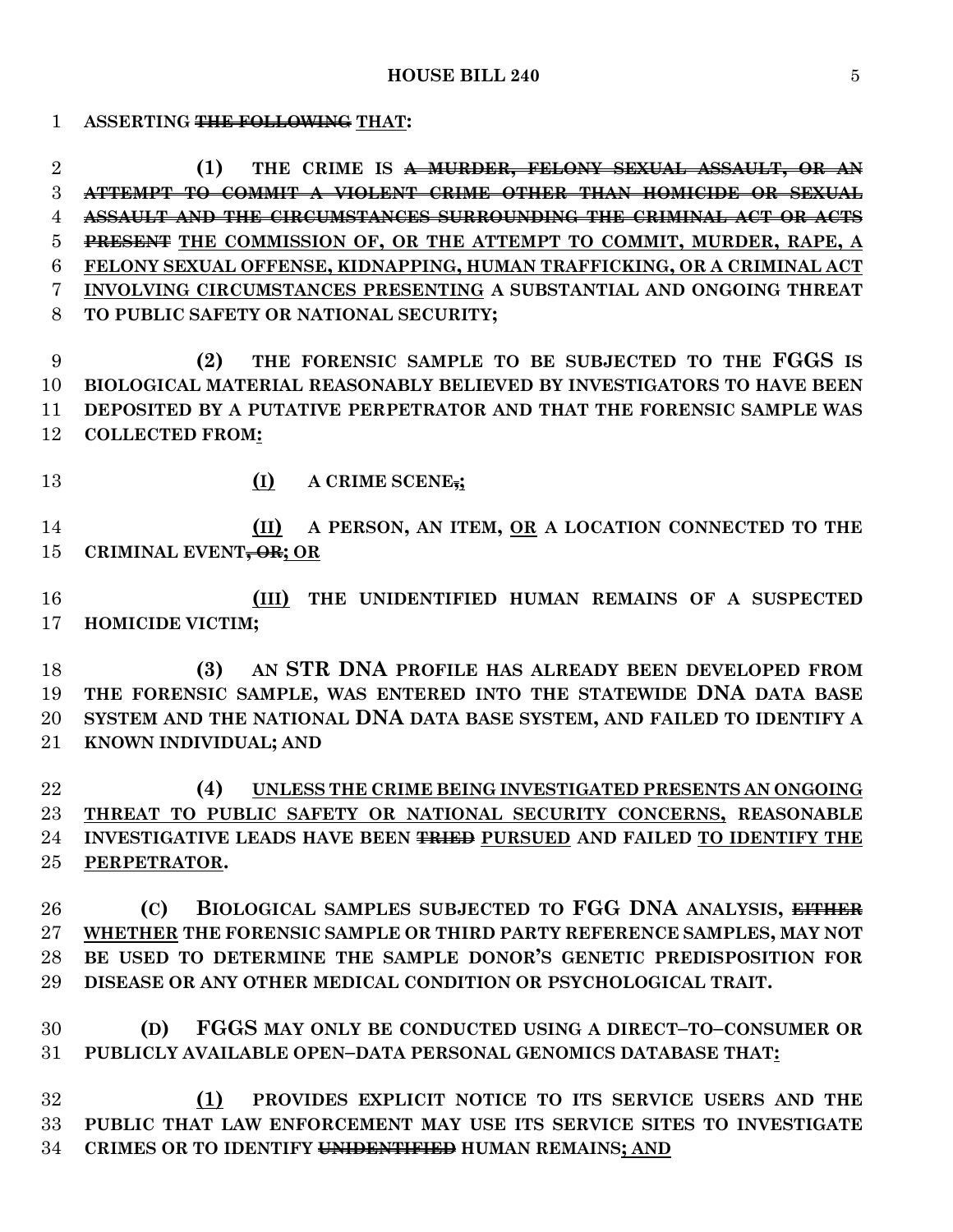ASSERTING ~~THE FOLLOWING~~ <u>THAT</u>:

**(1)** THE CRIME IS ~~A MURDER, FELONY SEXUAL ASSAULT, OR AN ATTEMPT TO COMMIT A VIOLENT CRIME OTHER THAN HOMICIDE OR SEXUAL ASSAULT AND THE CIRCUMSTANCES SURROUNDING THE CRIMINAL ACT OR ACTS PRESENT~~ <u>THE COMMISSION OF, OR THE ATTEMPT TO COMMIT, MURDER, RAPE, A FELONY SEXUAL OFFENSE, KIDNAPPING, HUMAN TRAFFICKING, OR A CRIMINAL ACT INVOLVING CIRCUMSTANCES PRESENTING</u> A SUBSTANTIAL AND ONGOING THREAT TO PUBLIC SAFETY OR NATIONAL SECURITY;

**(2)** THE FORENSIC SAMPLE TO BE SUBJECTED TO THE FGGS IS BIOLOGICAL MATERIAL REASONABLY BELIEVED BY INVESTIGATORS TO HAVE BEEN DEPOSITED BY A PUTATIVE PERPETRATOR AND THAT THE FORENSIC SAMPLE WAS COLLECTED FROM<u>:</u>

<u>(I)</u> A CRIME SCENE~~,~~<u>;</u>

<u>(II)</u> A PERSON, AN ITEM, <u>OR</u> A LOCATION CONNECTED TO THE CRIMINAL EVENT~~, OR~~<u>; OR</u>

<u>(III)</u> THE UNIDENTIFIED HUMAN REMAINS OF A SUSPECTED HOMICIDE VICTIM;

**(3)** AN STR DNA PROFILE HAS ALREADY BEEN DEVELOPED FROM THE FORENSIC SAMPLE, WAS ENTERED INTO THE STATEWIDE DNA DATA BASE SYSTEM AND THE NATIONAL DNA DATA BASE SYSTEM, AND FAILED TO IDENTIFY A KNOWN INDIVIDUAL; AND

**(4)** <u>UNLESS THE CRIME BEING INVESTIGATED PRESENTS AN ONGOING THREAT TO PUBLIC SAFETY OR NATIONAL SECURITY CONCERNS,</u> REASONABLE INVESTIGATIVE LEADS HAVE BEEN ~~TRIED~~ <u>PURSUED</u> AND FAILED <u>TO IDENTIFY THE PERPETRATOR</u>.

**(C)** BIOLOGICAL SAMPLES SUBJECTED TO FGG DNA ANALYSIS, ~~EITHER~~ <u>WHETHER</u> THE FORENSIC SAMPLE OR THIRD PARTY REFERENCE SAMPLES, MAY NOT BE USED TO DETERMINE THE SAMPLE DONOR'S GENETIC PREDISPOSITION FOR DISEASE OR ANY OTHER MEDICAL CONDITION OR PSYCHOLOGICAL TRAIT.

**(D)** FGGS MAY ONLY BE CONDUCTED USING A DIRECT–TO–CONSUMER OR PUBLICLY AVAILABLE OPEN–DATA PERSONAL GENOMICS DATABASE THAT<u>:</u>

<u>(1)</u> PROVIDES EXPLICIT NOTICE TO ITS SERVICE USERS AND THE PUBLIC THAT LAW ENFORCEMENT MAY USE ITS SERVICE SITES TO INVESTIGATE CRIMES OR TO IDENTIFY ~~UNIDENTIFIED~~ HUMAN REMAINS<u>; AND</u>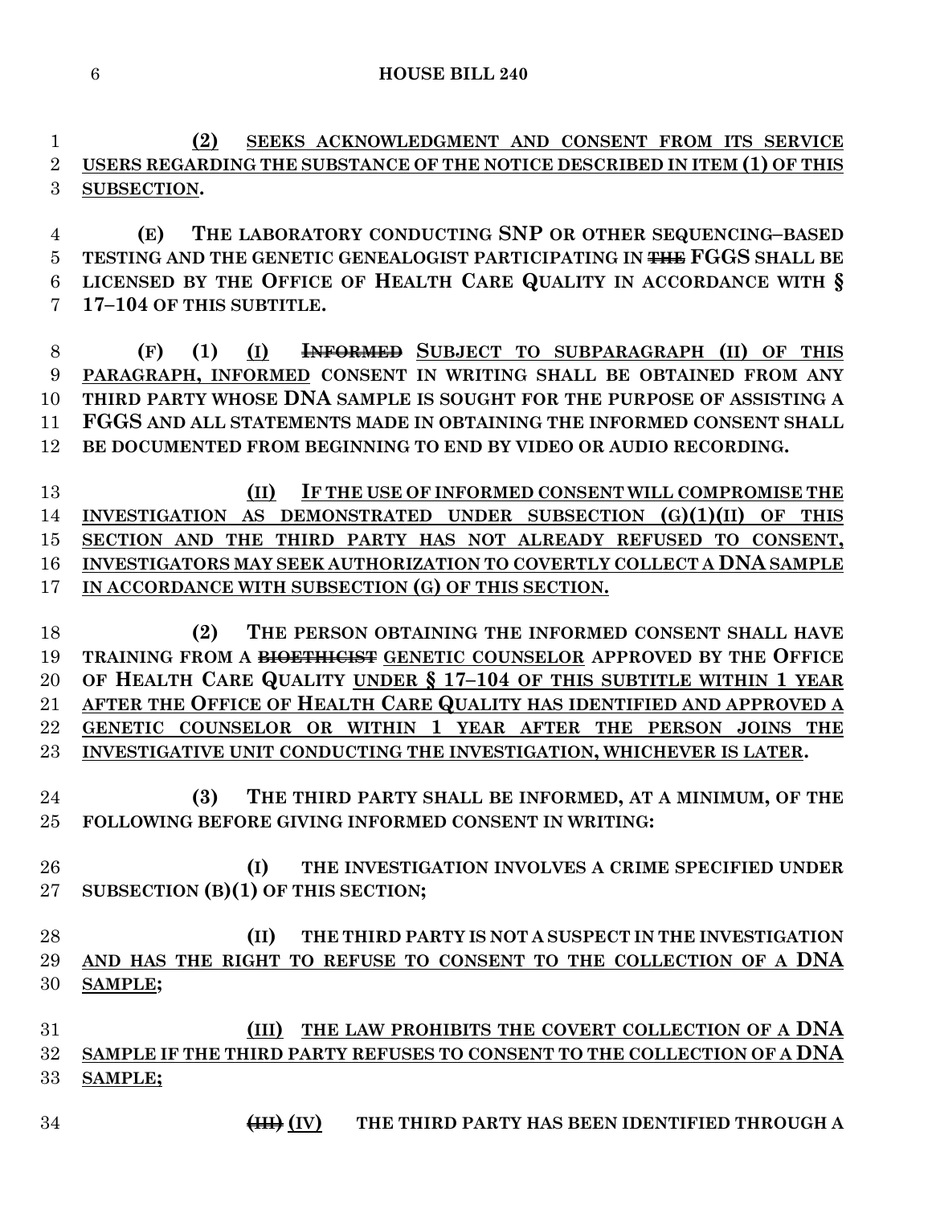**(2) SEEKS ACKNOWLEDGMENT AND CONSENT FROM ITS SERVICE USERS REGARDING THE SUBSTANCE OF THE NOTICE DESCRIBED IN ITEM (1) OF THIS SUBSECTION.**

**(E) THE LABORATORY CONDUCTING SNP OR OTHER SEQUENCING–BASED TESTING AND THE GENETIC GENEALOGIST PARTICIPATING IN ~~THE~~ FGGS SHALL BE LICENSED BY THE OFFICE OF HEALTH CARE QUALITY IN ACCORDANCE WITH § 17–104 OF THIS SUBTITLE.**

**(F) (1) (I) ~~INFORMED~~ SUBJECT TO SUBPARAGRAPH (II) OF THIS PARAGRAPH, INFORMED CONSENT IN WRITING SHALL BE OBTAINED FROM ANY THIRD PARTY WHOSE DNA SAMPLE IS SOUGHT FOR THE PURPOSE OF ASSISTING A FGGS AND ALL STATEMENTS MADE IN OBTAINING THE INFORMED CONSENT SHALL BE DOCUMENTED FROM BEGINNING TO END BY VIDEO OR AUDIO RECORDING.**

**(II) IF THE USE OF INFORMED CONSENT WILL COMPROMISE THE INVESTIGATION AS DEMONSTRATED UNDER SUBSECTION (G)(1)(II) OF THIS SECTION AND THE THIRD PARTY HAS NOT ALREADY REFUSED TO CONSENT, INVESTIGATORS MAY SEEK AUTHORIZATION TO COVERTLY COLLECT A DNA SAMPLE IN ACCORDANCE WITH SUBSECTION (G) OF THIS SECTION.**

**(2) THE PERSON OBTAINING THE INFORMED CONSENT SHALL HAVE TRAINING FROM A ~~BIOETHICIST~~ GENETIC COUNSELOR APPROVED BY THE OFFICE OF HEALTH CARE QUALITY UNDER § 17–104 OF THIS SUBTITLE WITHIN 1 YEAR AFTER THE OFFICE OF HEALTH CARE QUALITY HAS IDENTIFIED AND APPROVED A GENETIC COUNSELOR OR WITHIN 1 YEAR AFTER THE PERSON JOINS THE INVESTIGATIVE UNIT CONDUCTING THE INVESTIGATION, WHICHEVER IS LATER.**

**(3) THE THIRD PARTY SHALL BE INFORMED, AT A MINIMUM, OF THE FOLLOWING BEFORE GIVING INFORMED CONSENT IN WRITING:**

**(I) THE INVESTIGATION INVOLVES A CRIME SPECIFIED UNDER SUBSECTION (B)(1) OF THIS SECTION;**

**(II) THE THIRD PARTY IS NOT A SUSPECT IN THE INVESTIGATION AND HAS THE RIGHT TO REFUSE TO CONSENT TO THE COLLECTION OF A DNA SAMPLE;**

**(III) THE LAW PROHIBITS THE COVERT COLLECTION OF A DNA SAMPLE IF THE THIRD PARTY REFUSES TO CONSENT TO THE COLLECTION OF A DNA SAMPLE;**

**~~(III)~~ (IV) THE THIRD PARTY HAS BEEN IDENTIFIED THROUGH A**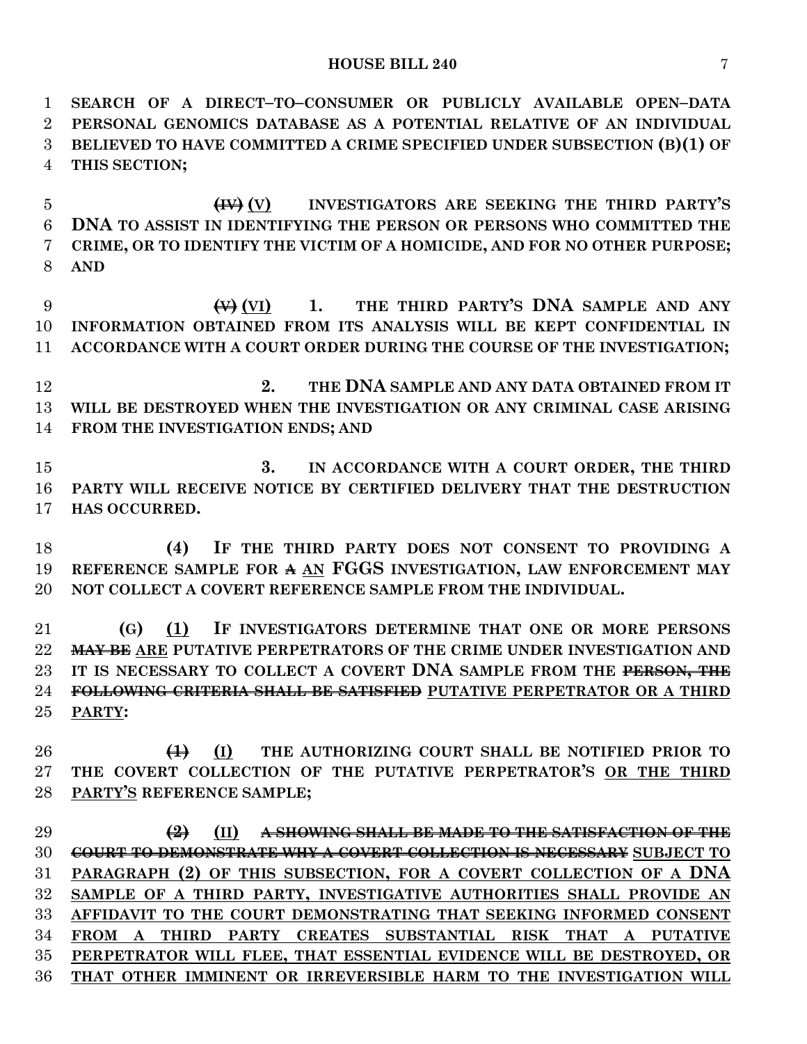SEARCH OF A DIRECT–TO–CONSUMER OR PUBLICLY AVAILABLE OPEN–DATA PERSONAL GENOMICS DATABASE AS A POTENTIAL RELATIVE OF AN INDIVIDUAL BELIEVED TO HAVE COMMITTED A CRIME SPECIFIED UNDER SUBSECTION (B)(1) OF THIS SECTION;

~~(IV)~~ (V) INVESTIGATORS ARE SEEKING THE THIRD PARTY'S DNA TO ASSIST IN IDENTIFYING THE PERSON OR PERSONS WHO COMMITTED THE CRIME, OR TO IDENTIFY THE VICTIM OF A HOMICIDE, AND FOR NO OTHER PURPOSE; AND

~~(V)~~ (VI) 1. THE THIRD PARTY'S DNA SAMPLE AND ANY INFORMATION OBTAINED FROM ITS ANALYSIS WILL BE KEPT CONFIDENTIAL IN ACCORDANCE WITH A COURT ORDER DURING THE COURSE OF THE INVESTIGATION;

2. THE DNA SAMPLE AND ANY DATA OBTAINED FROM IT WILL BE DESTROYED WHEN THE INVESTIGATION OR ANY CRIMINAL CASE ARISING FROM THE INVESTIGATION ENDS; AND

3. IN ACCORDANCE WITH A COURT ORDER, THE THIRD PARTY WILL RECEIVE NOTICE BY CERTIFIED DELIVERY THAT THE DESTRUCTION HAS OCCURRED.

(4) IF THE THIRD PARTY DOES NOT CONSENT TO PROVIDING A REFERENCE SAMPLE FOR ~~A~~ AN FGGS INVESTIGATION, LAW ENFORCEMENT MAY NOT COLLECT A COVERT REFERENCE SAMPLE FROM THE INDIVIDUAL.

(G) (1) IF INVESTIGATORS DETERMINE THAT ONE OR MORE PERSONS ~~MAY BE~~ ARE PUTATIVE PERPETRATORS OF THE CRIME UNDER INVESTIGATION AND IT IS NECESSARY TO COLLECT A COVERT DNA SAMPLE FROM THE ~~PERSON, THE FOLLOWING CRITERIA SHALL BE SATISFIED~~ PUTATIVE PERPETRATOR OR A THIRD PARTY:

~~(1)~~ (I) THE AUTHORIZING COURT SHALL BE NOTIFIED PRIOR TO THE COVERT COLLECTION OF THE PUTATIVE PERPETRATOR'S OR THE THIRD PARTY'S REFERENCE SAMPLE;

~~(2)~~ (II) ~~A SHOWING SHALL BE MADE TO THE SATISFACTION OF THE COURT TO DEMONSTRATE WHY A COVERT COLLECTION IS NECESSARY~~ SUBJECT TO PARAGRAPH (2) OF THIS SUBSECTION, FOR A COVERT COLLECTION OF A DNA SAMPLE OF A THIRD PARTY, INVESTIGATIVE AUTHORITIES SHALL PROVIDE AN AFFIDAVIT TO THE COURT DEMONSTRATING THAT SEEKING INFORMED CONSENT FROM A THIRD PARTY CREATES SUBSTANTIAL RISK THAT A PUTATIVE PERPETRATOR WILL FLEE, THAT ESSENTIAL EVIDENCE WILL BE DESTROYED, OR THAT OTHER IMMINENT OR IRREVERSIBLE HARM TO THE INVESTIGATION WILL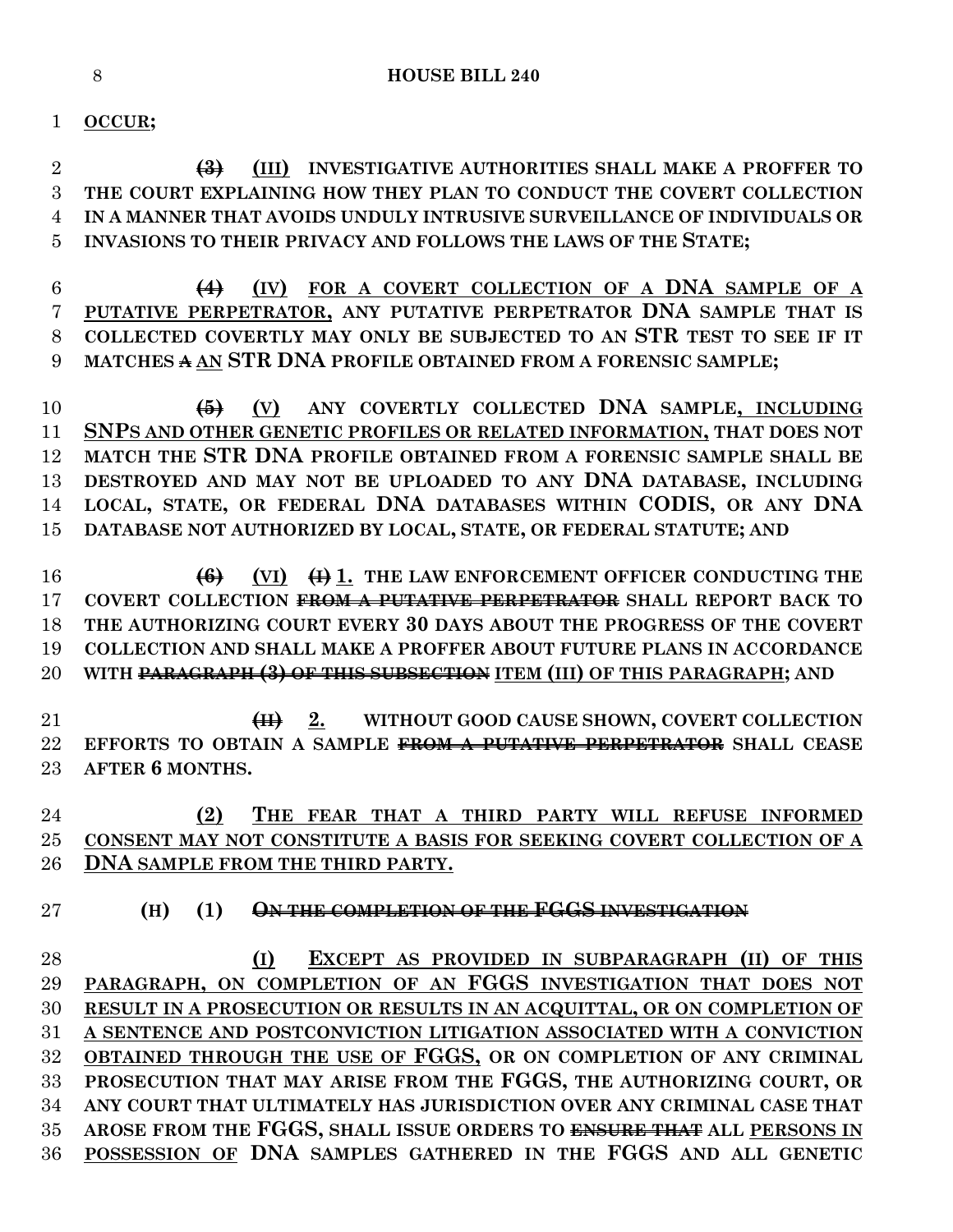**OCCUR;**

~~**(3)**~~ **(III) INVESTIGATIVE AUTHORITIES SHALL MAKE A PROFFER TO THE COURT EXPLAINING HOW THEY PLAN TO CONDUCT THE COVERT COLLECTION IN A MANNER THAT AVOIDS UNDULY INTRUSIVE SURVEILLANCE OF INDIVIDUALS OR INVASIONS TO THEIR PRIVACY AND FOLLOWS THE LAWS OF THE STATE;**

~~**(4)**~~ **(IV) FOR A COVERT COLLECTION OF A DNA SAMPLE OF A PUTATIVE PERPETRATOR, ANY PUTATIVE PERPETRATOR DNA SAMPLE THAT IS COLLECTED COVERTLY MAY ONLY BE SUBJECTED TO AN STR TEST TO SEE IF IT MATCHES ~~A~~ AN STR DNA PROFILE OBTAINED FROM A FORENSIC SAMPLE;**

~~**(5)**~~ **(V) ANY COVERTLY COLLECTED DNA SAMPLE, INCLUDING SNPS AND OTHER GENETIC PROFILES OR RELATED INFORMATION, THAT DOES NOT MATCH THE STR DNA PROFILE OBTAINED FROM A FORENSIC SAMPLE SHALL BE DESTROYED AND MAY NOT BE UPLOADED TO ANY DNA DATABASE, INCLUDING LOCAL, STATE, OR FEDERAL DNA DATABASES WITHIN CODIS, OR ANY DNA DATABASE NOT AUTHORIZED BY LOCAL, STATE, OR FEDERAL STATUTE; AND**

~~**(6)**~~ **(VI) ~~(I)~~ 1. THE LAW ENFORCEMENT OFFICER CONDUCTING THE COVERT COLLECTION ~~FROM A PUTATIVE PERPETRATOR~~ SHALL REPORT BACK TO THE AUTHORIZING COURT EVERY 30 DAYS ABOUT THE PROGRESS OF THE COVERT COLLECTION AND SHALL MAKE A PROFFER ABOUT FUTURE PLANS IN ACCORDANCE WITH ~~PARAGRAPH (3) OF THIS SUBSECTION~~ ITEM (III) OF THIS PARAGRAPH; AND**

~~**(II)**~~ **2. WITHOUT GOOD CAUSE SHOWN, COVERT COLLECTION EFFORTS TO OBTAIN A SAMPLE ~~FROM A PUTATIVE PERPETRATOR~~ SHALL CEASE AFTER 6 MONTHS.**

**(2) THE FEAR THAT A THIRD PARTY WILL REFUSE INFORMED CONSENT MAY NOT CONSTITUTE A BASIS FOR SEEKING COVERT COLLECTION OF A DNA SAMPLE FROM THE THIRD PARTY.**

**(H) (1) ~~ON THE COMPLETION OF THE FGGS INVESTIGATION~~**

**(I) EXCEPT AS PROVIDED IN SUBPARAGRAPH (II) OF THIS PARAGRAPH, ON COMPLETION OF AN FGGS INVESTIGATION THAT DOES NOT RESULT IN A PROSECUTION OR RESULTS IN AN ACQUITTAL, OR ON COMPLETION OF A SENTENCE AND POSTCONVICTION LITIGATION ASSOCIATED WITH A CONVICTION OBTAINED THROUGH THE USE OF FGGS, OR ON COMPLETION OF ANY CRIMINAL PROSECUTION THAT MAY ARISE FROM THE FGGS, THE AUTHORIZING COURT, OR ANY COURT THAT ULTIMATELY HAS JURISDICTION OVER ANY CRIMINAL CASE THAT AROSE FROM THE FGGS, SHALL ISSUE ORDERS TO ~~ENSURE THAT~~ ALL PERSONS IN POSSESSION OF DNA SAMPLES GATHERED IN THE FGGS AND ALL GENETIC**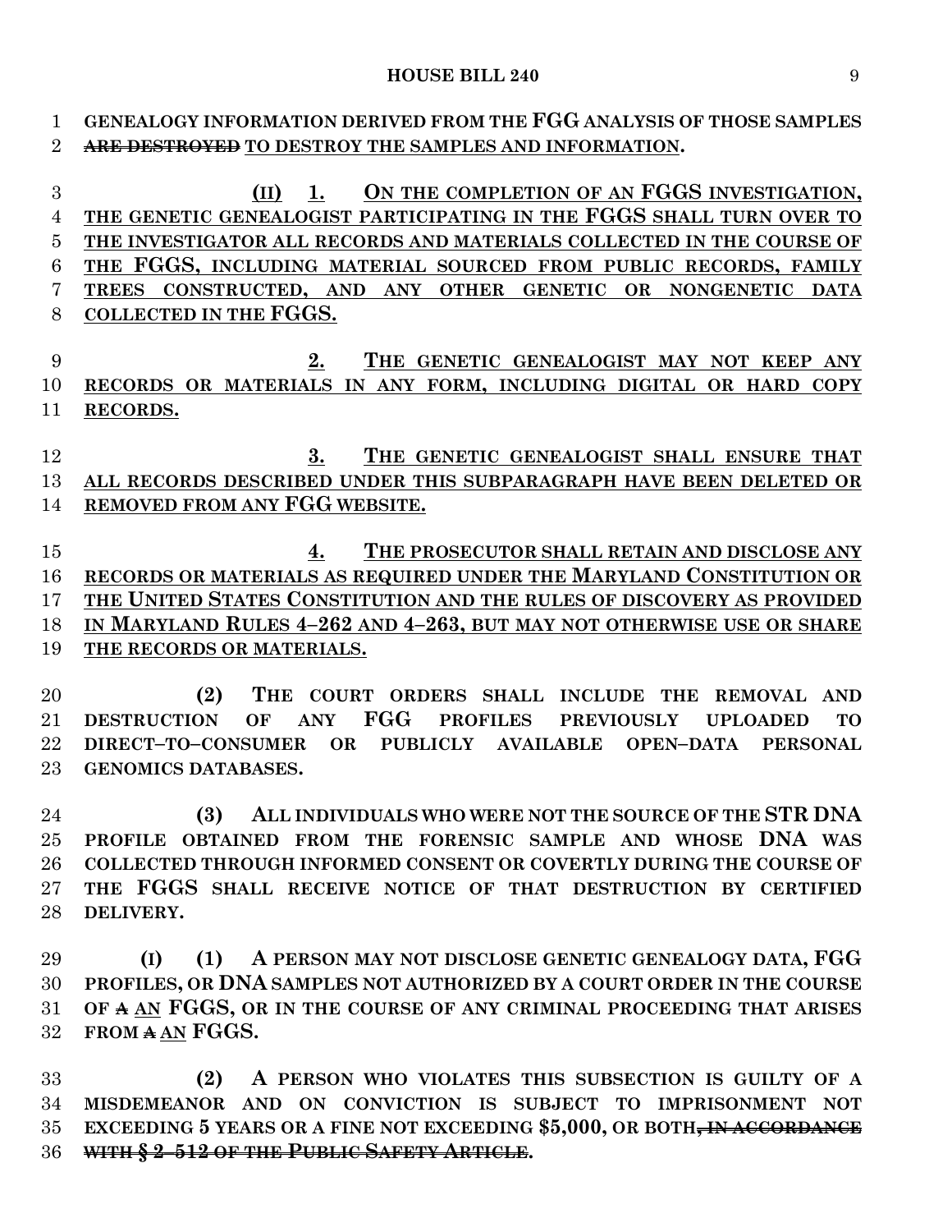**GENEALOGY INFORMATION DERIVED FROM THE FGG ANALYSIS OF THOSE SAMPLES ~~ARE DESTROYED~~ TO DESTROY THE SAMPLES AND INFORMATION.**

**(II) 1. ON THE COMPLETION OF AN FGGS INVESTIGATION, THE GENETIC GENEALOGIST PARTICIPATING IN THE FGGS SHALL TURN OVER TO THE INVESTIGATOR ALL RECORDS AND MATERIALS COLLECTED IN THE COURSE OF THE FGGS, INCLUDING MATERIAL SOURCED FROM PUBLIC RECORDS, FAMILY TREES CONSTRUCTED, AND ANY OTHER GENETIC OR NONGENETIC DATA COLLECTED IN THE FGGS.**

**2. THE GENETIC GENEALOGIST MAY NOT KEEP ANY RECORDS OR MATERIALS IN ANY FORM, INCLUDING DIGITAL OR HARD COPY RECORDS.**

**3. THE GENETIC GENEALOGIST SHALL ENSURE THAT ALL RECORDS DESCRIBED UNDER THIS SUBPARAGRAPH HAVE BEEN DELETED OR REMOVED FROM ANY FGG WEBSITE.**

**4. THE PROSECUTOR SHALL RETAIN AND DISCLOSE ANY RECORDS OR MATERIALS AS REQUIRED UNDER THE MARYLAND CONSTITUTION OR THE UNITED STATES CONSTITUTION AND THE RULES OF DISCOVERY AS PROVIDED IN MARYLAND RULES 4–262 AND 4–263, BUT MAY NOT OTHERWISE USE OR SHARE THE RECORDS OR MATERIALS.**

**(2) THE COURT ORDERS SHALL INCLUDE THE REMOVAL AND DESTRUCTION OF ANY FGG PROFILES PREVIOUSLY UPLOADED TO DIRECT–TO–CONSUMER OR PUBLICLY AVAILABLE OPEN–DATA PERSONAL GENOMICS DATABASES.**

**(3) ALL INDIVIDUALS WHO WERE NOT THE SOURCE OF THE STR DNA PROFILE OBTAINED FROM THE FORENSIC SAMPLE AND WHOSE DNA WAS COLLECTED THROUGH INFORMED CONSENT OR COVERTLY DURING THE COURSE OF THE FGGS SHALL RECEIVE NOTICE OF THAT DESTRUCTION BY CERTIFIED DELIVERY.**

**(I) (1) A PERSON MAY NOT DISCLOSE GENETIC GENEALOGY DATA, FGG PROFILES, OR DNA SAMPLES NOT AUTHORIZED BY A COURT ORDER IN THE COURSE OF ~~A~~ AN FGGS, OR IN THE COURSE OF ANY CRIMINAL PROCEEDING THAT ARISES FROM ~~A~~ AN FGGS.**

**(2) A PERSON WHO VIOLATES THIS SUBSECTION IS GUILTY OF A MISDEMEANOR AND ON CONVICTION IS SUBJECT TO IMPRISONMENT NOT EXCEEDING 5 YEARS OR A FINE NOT EXCEEDING $5,000, OR BOTH~~, IN ACCORDANCE WITH § 2–512 OF THE PUBLIC SAFETY ARTICLE~~.**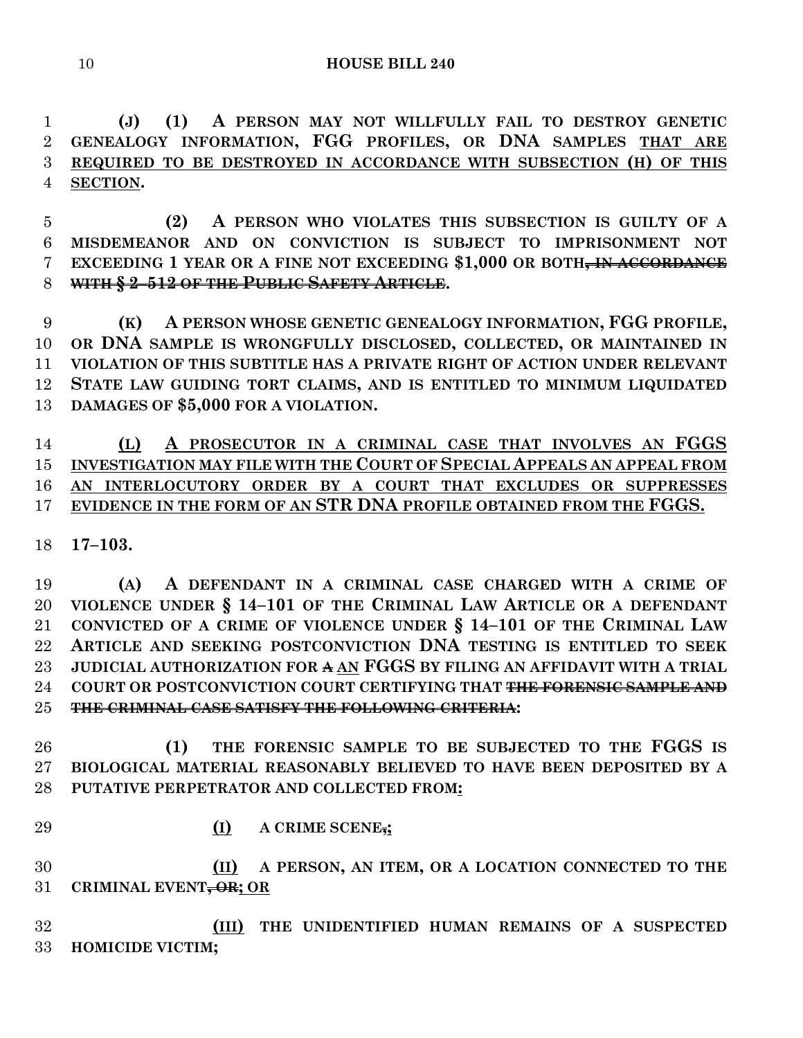**(J) (1) A PERSON MAY NOT WILLFULLY FAIL TO DESTROY GENETIC GENEALOGY INFORMATION, FGG PROFILES, OR DNA SAMPLES THAT ARE REQUIRED TO BE DESTROYED IN ACCORDANCE WITH SUBSECTION (H) OF THIS SECTION.**

**(2) A PERSON WHO VIOLATES THIS SUBSECTION IS GUILTY OF A MISDEMEANOR AND ON CONVICTION IS SUBJECT TO IMPRISONMENT NOT EXCEEDING 1 YEAR OR A FINE NOT EXCEEDING $1,000 OR BOTH~~, IN ACCORDANCE WITH § 2–512 OF THE PUBLIC SAFETY ARTICLE~~.**

**(K) A PERSON WHOSE GENETIC GENEALOGY INFORMATION, FGG PROFILE, OR DNA SAMPLE IS WRONGFULLY DISCLOSED, COLLECTED, OR MAINTAINED IN VIOLATION OF THIS SUBTITLE HAS A PRIVATE RIGHT OF ACTION UNDER RELEVANT STATE LAW GUIDING TORT CLAIMS, AND IS ENTITLED TO MINIMUM LIQUIDATED DAMAGES OF $5,000 FOR A VIOLATION.**

**(L) A PROSECUTOR IN A CRIMINAL CASE THAT INVOLVES AN FGGS INVESTIGATION MAY FILE WITH THE COURT OF SPECIAL APPEALS AN APPEAL FROM AN INTERLOCUTORY ORDER BY A COURT THAT EXCLUDES OR SUPPRESSES EVIDENCE IN THE FORM OF AN STR DNA PROFILE OBTAINED FROM THE FGGS.**

**17–103.**

**(A) A DEFENDANT IN A CRIMINAL CASE CHARGED WITH A CRIME OF VIOLENCE UNDER § 14–101 OF THE CRIMINAL LAW ARTICLE OR A DEFENDANT CONVICTED OF A CRIME OF VIOLENCE UNDER § 14–101 OF THE CRIMINAL LAW ARTICLE AND SEEKING POSTCONVICTION DNA TESTING IS ENTITLED TO SEEK JUDICIAL AUTHORIZATION FOR ~~A~~ AN FGGS BY FILING AN AFFIDAVIT WITH A TRIAL COURT OR POSTCONVICTION COURT CERTIFYING THAT ~~THE FORENSIC SAMPLE AND THE CRIMINAL CASE SATISFY THE FOLLOWING CRITERIA~~:**

**(1) THE FORENSIC SAMPLE TO BE SUBJECTED TO THE FGGS IS BIOLOGICAL MATERIAL REASONABLY BELIEVED TO HAVE BEEN DEPOSITED BY A PUTATIVE PERPETRATOR AND COLLECTED FROM:**

**(I) A CRIME SCENE~~,~~;**

**(II) A PERSON, AN ITEM, OR A LOCATION CONNECTED TO THE CRIMINAL EVENT~~, OR~~; OR**

**(III) THE UNIDENTIFIED HUMAN REMAINS OF A SUSPECTED HOMICIDE VICTIM;**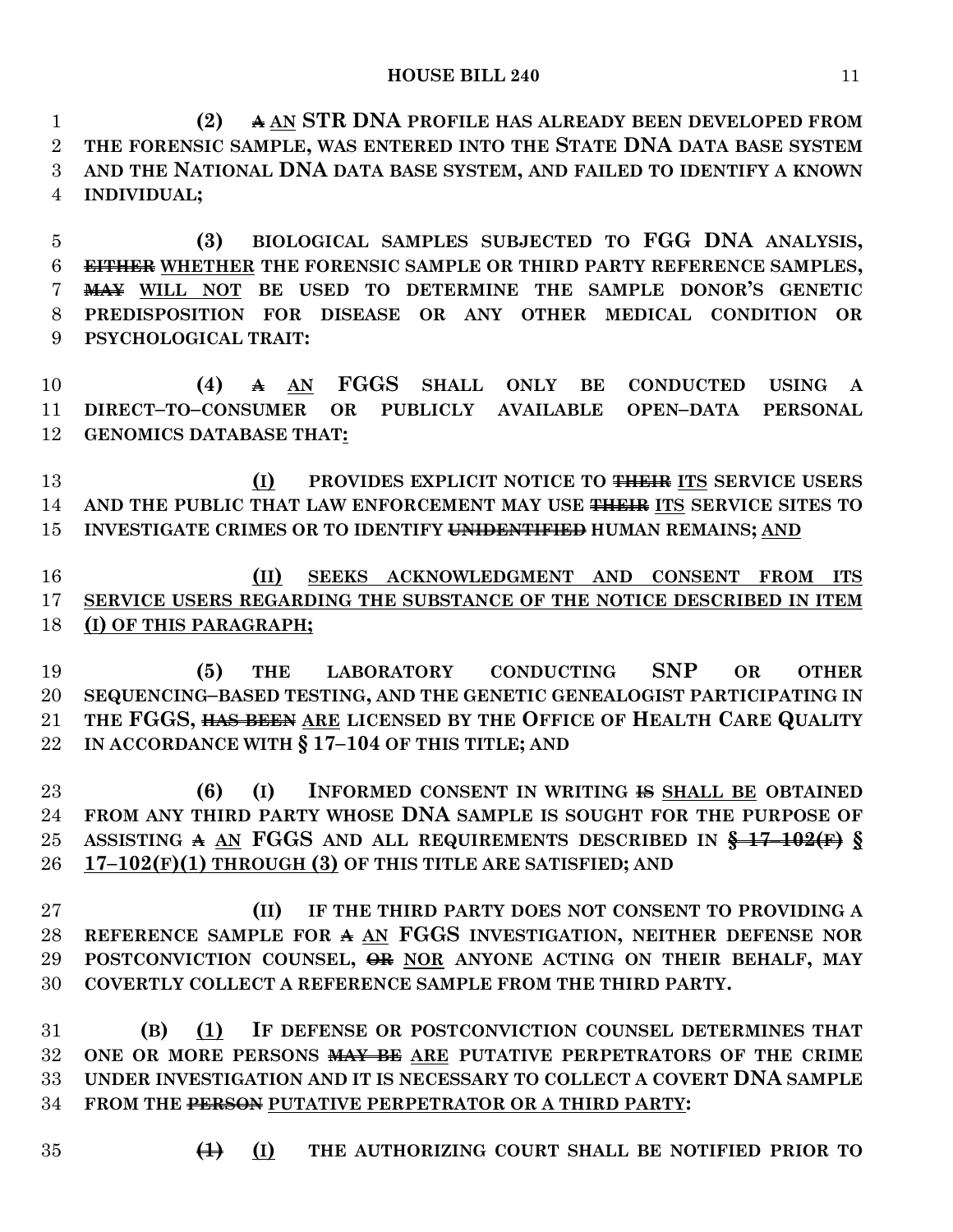**(2) ~~A~~ <u>AN</u> STR DNA PROFILE HAS ALREADY BEEN DEVELOPED FROM THE FORENSIC SAMPLE, WAS ENTERED INTO THE STATE DNA DATA BASE SYSTEM AND THE NATIONAL DNA DATA BASE SYSTEM, AND FAILED TO IDENTIFY A KNOWN INDIVIDUAL;**

**(3) BIOLOGICAL SAMPLES SUBJECTED TO FGG DNA ANALYSIS, ~~EITHER~~ <u>WHETHER</u> THE FORENSIC SAMPLE OR THIRD PARTY REFERENCE SAMPLES, ~~MAY~~ <u>WILL NOT</u> BE USED TO DETERMINE THE SAMPLE DONOR'S GENETIC PREDISPOSITION FOR DISEASE OR ANY OTHER MEDICAL CONDITION OR PSYCHOLOGICAL TRAIT:**

**(4) ~~A~~ <u>AN</u> FGGS SHALL ONLY BE CONDUCTED USING A DIRECT–TO–CONSUMER OR PUBLICLY AVAILABLE OPEN–DATA PERSONAL GENOMICS DATABASE THAT<u>:</u>**

**<u>(I)</u> PROVIDES EXPLICIT NOTICE TO ~~THEIR~~ <u>ITS</u> SERVICE USERS AND THE PUBLIC THAT LAW ENFORCEMENT MAY USE ~~THEIR~~ <u>ITS</u> SERVICE SITES TO INVESTIGATE CRIMES OR TO IDENTIFY ~~UNIDENTIFIED~~ HUMAN REMAINS; <u>AND</u>**

**<u>(II) SEEKS ACKNOWLEDGMENT AND CONSENT FROM ITS SERVICE USERS REGARDING THE SUBSTANCE OF THE NOTICE DESCRIBED IN ITEM (I) OF THIS PARAGRAPH;</u>**

**(5) THE LABORATORY CONDUCTING SNP OR OTHER SEQUENCING–BASED TESTING, AND THE GENETIC GENEALOGIST PARTICIPATING IN THE FGGS, ~~HAS BEEN~~ <u>ARE</u> LICENSED BY THE OFFICE OF HEALTH CARE QUALITY IN ACCORDANCE WITH § 17–104 OF THIS TITLE; AND**

**(6) (I) INFORMED CONSENT IN WRITING ~~IS~~ <u>SHALL BE</u> OBTAINED FROM ANY THIRD PARTY WHOSE DNA SAMPLE IS SOUGHT FOR THE PURPOSE OF ASSISTING ~~A~~ <u>AN</u> FGGS AND ALL REQUIREMENTS DESCRIBED IN ~~§ 17–102(F)~~ <u>§ 17–102(F)(1) THROUGH (3)</u> OF THIS TITLE ARE SATISFIED; AND**

**(II) IF THE THIRD PARTY DOES NOT CONSENT TO PROVIDING A REFERENCE SAMPLE FOR ~~A~~ <u>AN</u> FGGS INVESTIGATION, NEITHER DEFENSE NOR POSTCONVICTION COUNSEL, ~~OR~~ <u>NOR</u> ANYONE ACTING ON THEIR BEHALF, MAY COVERTLY COLLECT A REFERENCE SAMPLE FROM THE THIRD PARTY.**

**(B) <u>(1)</u> IF DEFENSE OR POSTCONVICTION COUNSEL DETERMINES THAT ONE OR MORE PERSONS ~~MAY BE~~ <u>ARE</u> PUTATIVE PERPETRATORS OF THE CRIME UNDER INVESTIGATION AND IT IS NECESSARY TO COLLECT A COVERT DNA SAMPLE FROM THE ~~PERSON~~ <u>PUTATIVE PERPETRATOR OR A THIRD PARTY</u>:**

**~~(1)~~ <u>(I)</u> THE AUTHORIZING COURT SHALL BE NOTIFIED PRIOR TO**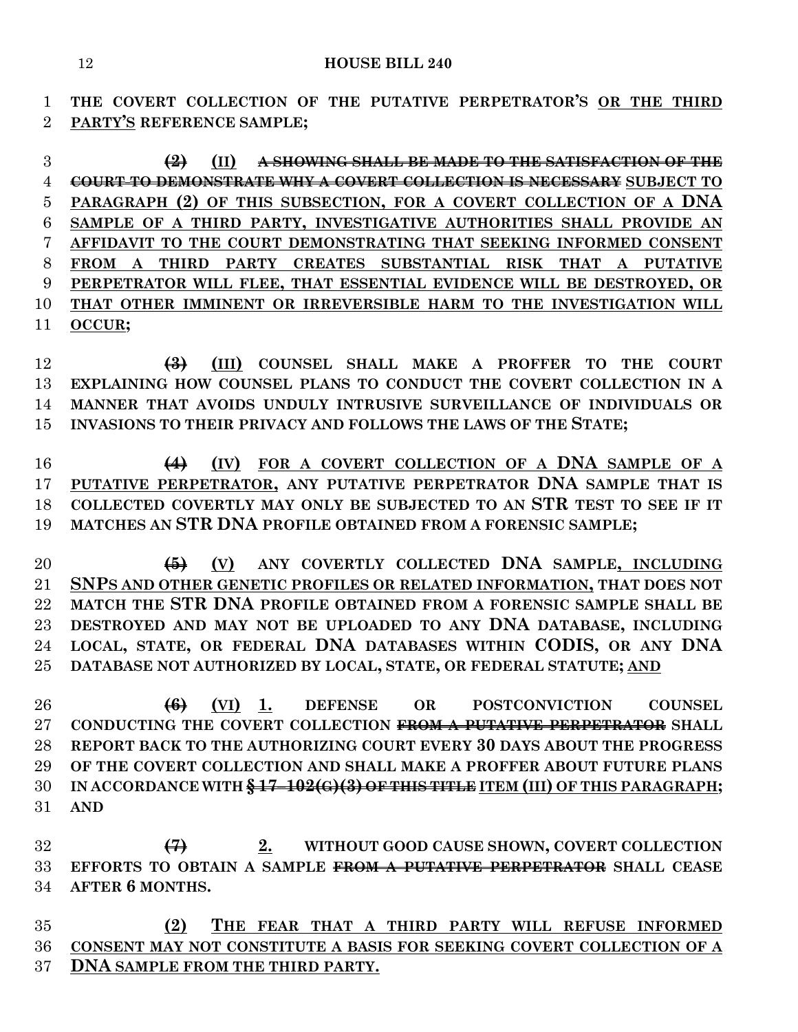**THE COVERT COLLECTION OF THE PUTATIVE PERPETRATOR'S OR THE THIRD PARTY'S REFERENCE SAMPLE;**

~~**(2)**~~ **(II)** ~~**A SHOWING SHALL BE MADE TO THE SATISFACTION OF THE COURT TO DEMONSTRATE WHY A COVERT COLLECTION IS NECESSARY**~~ **SUBJECT TO PARAGRAPH (2) OF THIS SUBSECTION, FOR A COVERT COLLECTION OF A DNA SAMPLE OF A THIRD PARTY, INVESTIGATIVE AUTHORITIES SHALL PROVIDE AN AFFIDAVIT TO THE COURT DEMONSTRATING THAT SEEKING INFORMED CONSENT FROM A THIRD PARTY CREATES SUBSTANTIAL RISK THAT A PUTATIVE PERPETRATOR WILL FLEE, THAT ESSENTIAL EVIDENCE WILL BE DESTROYED, OR THAT OTHER IMMINENT OR IRREVERSIBLE HARM TO THE INVESTIGATION WILL OCCUR;**

~~**(3)**~~ **(III) COUNSEL SHALL MAKE A PROFFER TO THE COURT EXPLAINING HOW COUNSEL PLANS TO CONDUCT THE COVERT COLLECTION IN A MANNER THAT AVOIDS UNDULY INTRUSIVE SURVEILLANCE OF INDIVIDUALS OR INVASIONS TO THEIR PRIVACY AND FOLLOWS THE LAWS OF THE STATE;**

~~**(4)**~~ **(IV) FOR A COVERT COLLECTION OF A DNA SAMPLE OF A PUTATIVE PERPETRATOR, ANY PUTATIVE PERPETRATOR DNA SAMPLE THAT IS COLLECTED COVERTLY MAY ONLY BE SUBJECTED TO AN STR TEST TO SEE IF IT MATCHES AN STR DNA PROFILE OBTAINED FROM A FORENSIC SAMPLE;**

~~**(5)**~~ **(V) ANY COVERTLY COLLECTED DNA SAMPLE, INCLUDING SNPS AND OTHER GENETIC PROFILES OR RELATED INFORMATION, THAT DOES NOT MATCH THE STR DNA PROFILE OBTAINED FROM A FORENSIC SAMPLE SHALL BE DESTROYED AND MAY NOT BE UPLOADED TO ANY DNA DATABASE, INCLUDING LOCAL, STATE, OR FEDERAL DNA DATABASES WITHIN CODIS, OR ANY DNA DATABASE NOT AUTHORIZED BY LOCAL, STATE, OR FEDERAL STATUTE; AND**

~~**(6)**~~ **(VI) 1. DEFENSE OR POSTCONVICTION COUNSEL CONDUCTING THE COVERT COLLECTION** ~~**FROM A PUTATIVE PERPETRATOR**~~ **SHALL REPORT BACK TO THE AUTHORIZING COURT EVERY 30 DAYS ABOUT THE PROGRESS OF THE COVERT COLLECTION AND SHALL MAKE A PROFFER ABOUT FUTURE PLANS IN ACCORDANCE WITH** ~~**§ 17–102(G)(3) OF THIS TITLE**~~ **ITEM (III) OF THIS PARAGRAPH; AND**

~~**(7)**~~ **2. WITHOUT GOOD CAUSE SHOWN, COVERT COLLECTION EFFORTS TO OBTAIN A SAMPLE** ~~**FROM A PUTATIVE PERPETRATOR**~~ **SHALL CEASE AFTER 6 MONTHS.**

**(2) THE FEAR THAT A THIRD PARTY WILL REFUSE INFORMED CONSENT MAY NOT CONSTITUTE A BASIS FOR SEEKING COVERT COLLECTION OF A DNA SAMPLE FROM THE THIRD PARTY.**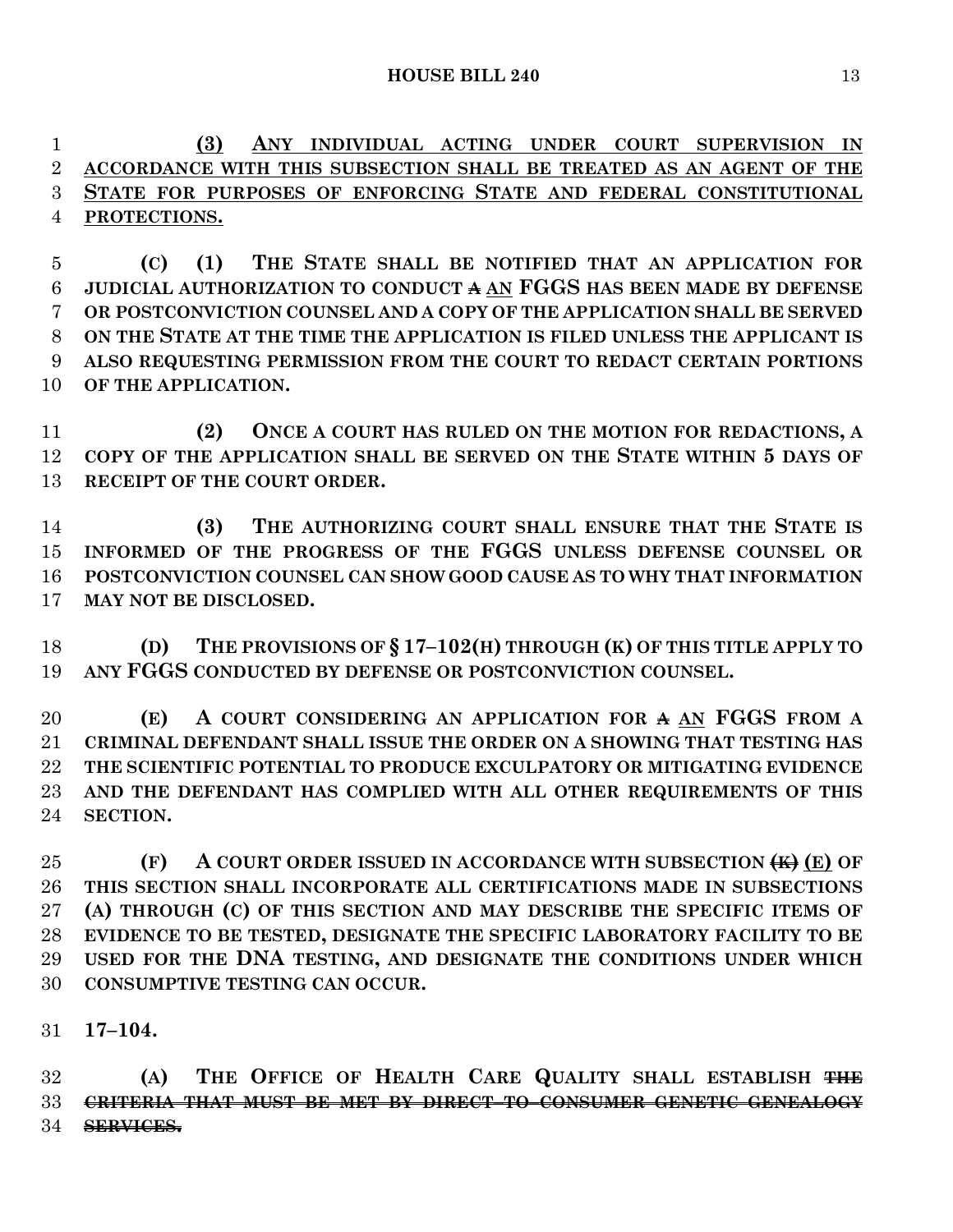**(3) ANY INDIVIDUAL ACTING UNDER COURT SUPERVISION IN ACCORDANCE WITH THIS SUBSECTION SHALL BE TREATED AS AN AGENT OF THE STATE FOR PURPOSES OF ENFORCING STATE AND FEDERAL CONSTITUTIONAL PROTECTIONS.**

**(C) (1) THE STATE SHALL BE NOTIFIED THAT AN APPLICATION FOR JUDICIAL AUTHORIZATION TO CONDUCT ~~A~~ AN FGGS HAS BEEN MADE BY DEFENSE OR POSTCONVICTION COUNSEL AND A COPY OF THE APPLICATION SHALL BE SERVED ON THE STATE AT THE TIME THE APPLICATION IS FILED UNLESS THE APPLICANT IS ALSO REQUESTING PERMISSION FROM THE COURT TO REDACT CERTAIN PORTIONS OF THE APPLICATION.**

**(2) ONCE A COURT HAS RULED ON THE MOTION FOR REDACTIONS, A COPY OF THE APPLICATION SHALL BE SERVED ON THE STATE WITHIN 5 DAYS OF RECEIPT OF THE COURT ORDER.**

**(3) THE AUTHORIZING COURT SHALL ENSURE THAT THE STATE IS INFORMED OF THE PROGRESS OF THE FGGS UNLESS DEFENSE COUNSEL OR POSTCONVICTION COUNSEL CAN SHOW GOOD CAUSE AS TO WHY THAT INFORMATION MAY NOT BE DISCLOSED.**

**(D) THE PROVISIONS OF § 17–102(H) THROUGH (K) OF THIS TITLE APPLY TO ANY FGGS CONDUCTED BY DEFENSE OR POSTCONVICTION COUNSEL.**

**(E) A COURT CONSIDERING AN APPLICATION FOR ~~A~~ AN FGGS FROM A CRIMINAL DEFENDANT SHALL ISSUE THE ORDER ON A SHOWING THAT TESTING HAS THE SCIENTIFIC POTENTIAL TO PRODUCE EXCULPATORY OR MITIGATING EVIDENCE AND THE DEFENDANT HAS COMPLIED WITH ALL OTHER REQUIREMENTS OF THIS SECTION.**

**(F) A COURT ORDER ISSUED IN ACCORDANCE WITH SUBSECTION ~~(K)~~ (E) OF THIS SECTION SHALL INCORPORATE ALL CERTIFICATIONS MADE IN SUBSECTIONS (A) THROUGH (C) OF THIS SECTION AND MAY DESCRIBE THE SPECIFIC ITEMS OF EVIDENCE TO BE TESTED, DESIGNATE THE SPECIFIC LABORATORY FACILITY TO BE USED FOR THE DNA TESTING, AND DESIGNATE THE CONDITIONS UNDER WHICH CONSUMPTIVE TESTING CAN OCCUR.**

**17–104.**

**(A) THE OFFICE OF HEALTH CARE QUALITY SHALL ESTABLISH ~~THE CRITERIA THAT MUST BE MET BY DIRECT–TO–CONSUMER GENETIC GENEALOGY SERVICES.~~**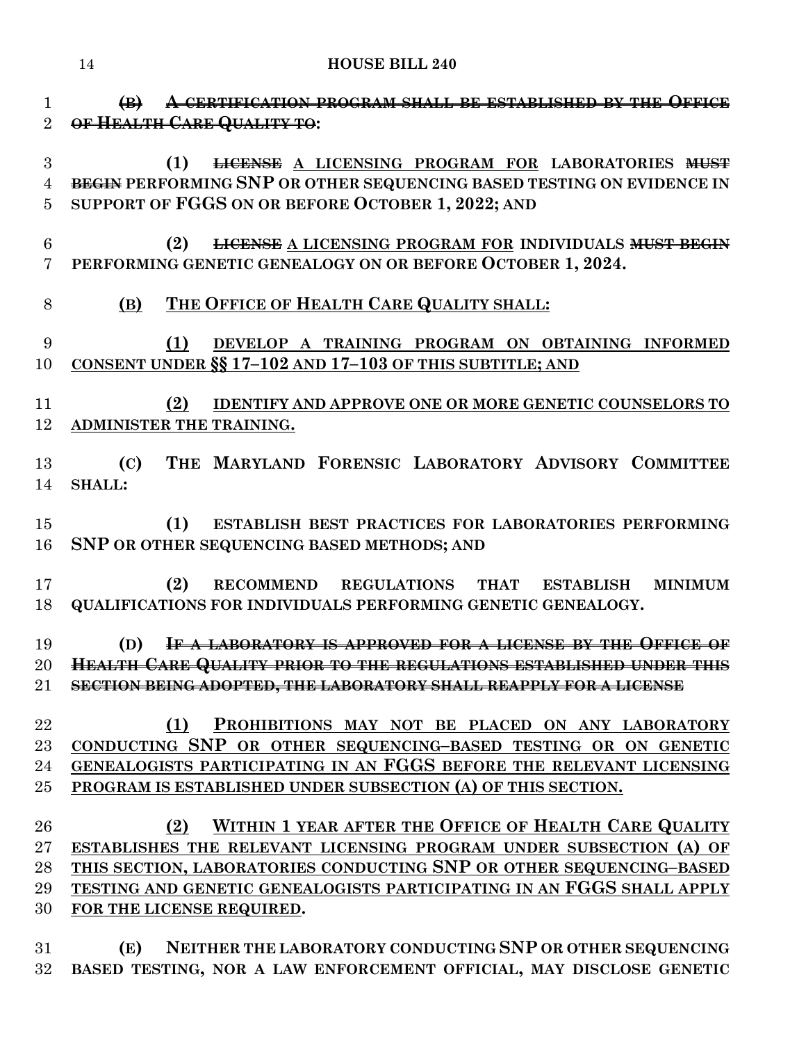~~(B) A CERTIFICATION PROGRAM SHALL BE ESTABLISHED BY THE OFFICE OF HEALTH CARE QUALITY TO~~:

(1) ~~LICENSE~~ A LICENSING PROGRAM FOR LABORATORIES ~~MUST BEGIN~~ PERFORMING SNP OR OTHER SEQUENCING BASED TESTING ON EVIDENCE IN SUPPORT OF FGGS ON OR BEFORE OCTOBER 1, 2022; AND

(2) ~~LICENSE~~ A LICENSING PROGRAM FOR INDIVIDUALS ~~MUST BEGIN~~ PERFORMING GENETIC GENEALOGY ON OR BEFORE OCTOBER 1, 2024.

(B) THE OFFICE OF HEALTH CARE QUALITY SHALL:

(1) DEVELOP A TRAINING PROGRAM ON OBTAINING INFORMED CONSENT UNDER §§ 17–102 AND 17–103 OF THIS SUBTITLE; AND

(2) IDENTIFY AND APPROVE ONE OR MORE GENETIC COUNSELORS TO ADMINISTER THE TRAINING.

(C) THE MARYLAND FORENSIC LABORATORY ADVISORY COMMITTEE SHALL:

(1) ESTABLISH BEST PRACTICES FOR LABORATORIES PERFORMING SNP OR OTHER SEQUENCING BASED METHODS; AND

(2) RECOMMEND REGULATIONS THAT ESTABLISH MINIMUM QUALIFICATIONS FOR INDIVIDUALS PERFORMING GENETIC GENEALOGY.

(D) ~~IF A LABORATORY IS APPROVED FOR A LICENSE BY THE OFFICE OF HEALTH CARE QUALITY PRIOR TO THE REGULATIONS ESTABLISHED UNDER THIS SECTION BEING ADOPTED, THE LABORATORY SHALL REAPPLY FOR A LICENSE~~

(1) PROHIBITIONS MAY NOT BE PLACED ON ANY LABORATORY CONDUCTING SNP OR OTHER SEQUENCING–BASED TESTING OR ON GENETIC GENEALOGISTS PARTICIPATING IN AN FGGS BEFORE THE RELEVANT LICENSING PROGRAM IS ESTABLISHED UNDER SUBSECTION (A) OF THIS SECTION.

(2) WITHIN 1 YEAR AFTER THE OFFICE OF HEALTH CARE QUALITY ESTABLISHES THE RELEVANT LICENSING PROGRAM UNDER SUBSECTION (A) OF THIS SECTION, LABORATORIES CONDUCTING SNP OR OTHER SEQUENCING–BASED TESTING AND GENETIC GENEALOGISTS PARTICIPATING IN AN FGGS SHALL APPLY FOR THE LICENSE REQUIRED.

(E) NEITHER THE LABORATORY CONDUCTING SNP OR OTHER SEQUENCING BASED TESTING, NOR A LAW ENFORCEMENT OFFICIAL, MAY DISCLOSE GENETIC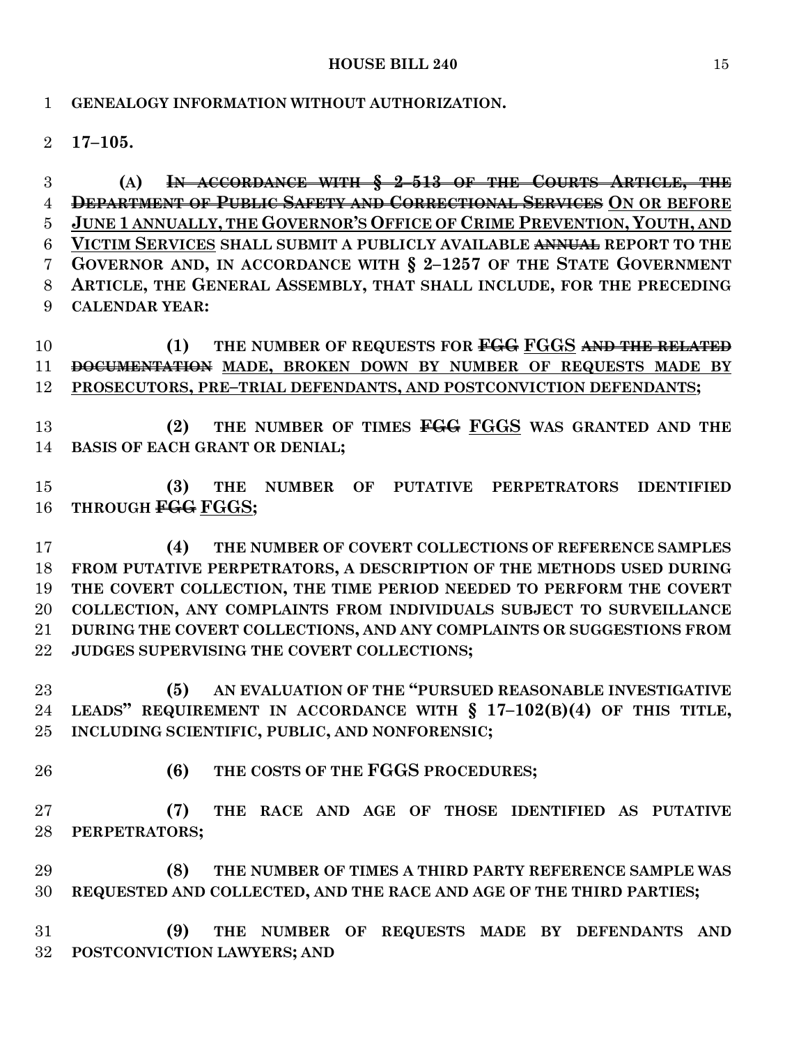**GENEALOGY INFORMATION WITHOUT AUTHORIZATION.**

**17–105.**

**(A) ~~IN ACCORDANCE WITH § 2–513 OF THE COURTS ARTICLE, THE DEPARTMENT OF PUBLIC SAFETY AND CORRECTIONAL SERVICES~~ <u>ON OR BEFORE JUNE 1 ANNUALLY, THE GOVERNOR'S OFFICE OF CRIME PREVENTION, YOUTH, AND VICTIM SERVICES</u> SHALL SUBMIT A PUBLICLY AVAILABLE ~~ANNUAL~~ REPORT TO THE GOVERNOR AND, IN ACCORDANCE WITH § 2–1257 OF THE STATE GOVERNMENT ARTICLE, THE GENERAL ASSEMBLY, THAT SHALL INCLUDE, FOR THE PRECEDING CALENDAR YEAR:**

**(1) THE NUMBER OF REQUESTS FOR ~~FGG~~ <u>FGGS</u> ~~AND THE RELATED DOCUMENTATION~~ MADE<u>, BROKEN DOWN BY NUMBER OF REQUESTS MADE BY PROSECUTORS, PRE–TRIAL DEFENDANTS, AND POSTCONVICTION DEFENDANTS</u>;**

**(2) THE NUMBER OF TIMES ~~FGG~~ <u>FGGS</u> WAS GRANTED AND THE BASIS OF EACH GRANT OR DENIAL;**

**(3) THE NUMBER OF PUTATIVE PERPETRATORS IDENTIFIED THROUGH ~~FGG~~ <u>FGGS</u>;**

**(4) THE NUMBER OF COVERT COLLECTIONS OF REFERENCE SAMPLES FROM PUTATIVE PERPETRATORS, A DESCRIPTION OF THE METHODS USED DURING THE COVERT COLLECTION, THE TIME PERIOD NEEDED TO PERFORM THE COVERT COLLECTION, ANY COMPLAINTS FROM INDIVIDUALS SUBJECT TO SURVEILLANCE DURING THE COVERT COLLECTIONS, AND ANY COMPLAINTS OR SUGGESTIONS FROM JUDGES SUPERVISING THE COVERT COLLECTIONS;**

**(5) AN EVALUATION OF THE "PURSUED REASONABLE INVESTIGATIVE LEADS" REQUIREMENT IN ACCORDANCE WITH § 17–102(B)(4) OF THIS TITLE, INCLUDING SCIENTIFIC, PUBLIC, AND NONFORENSIC;**

**(6) THE COSTS OF THE FGGS PROCEDURES;**

**(7) THE RACE AND AGE OF THOSE IDENTIFIED AS PUTATIVE PERPETRATORS;**

**(8) THE NUMBER OF TIMES A THIRD PARTY REFERENCE SAMPLE WAS REQUESTED AND COLLECTED, AND THE RACE AND AGE OF THE THIRD PARTIES;**

**(9) THE NUMBER OF REQUESTS MADE BY DEFENDANTS AND POSTCONVICTION LAWYERS; AND**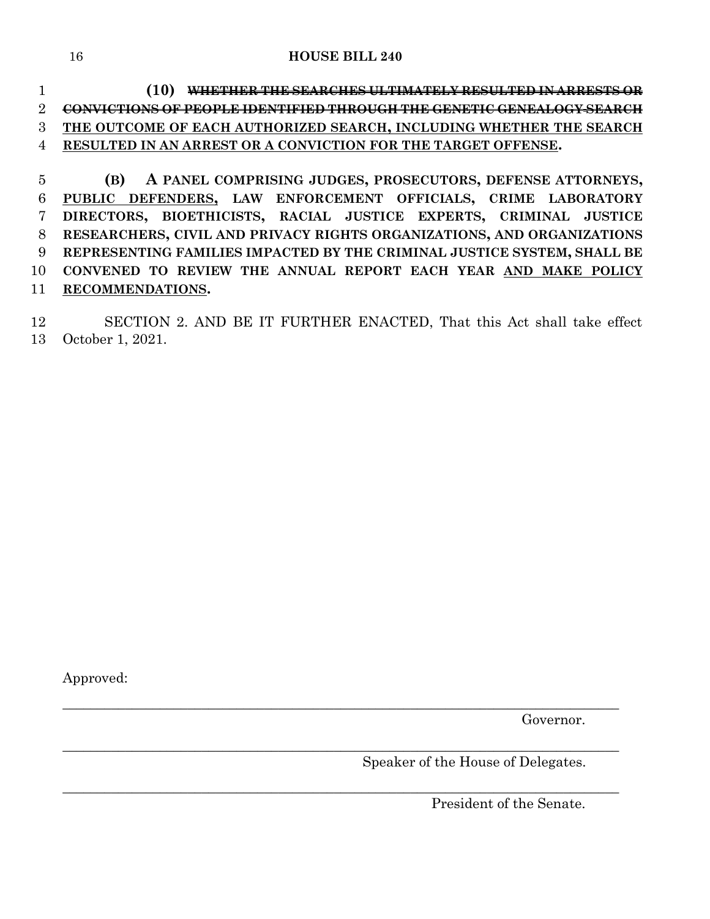**(10)** ~~**WHETHER THE SEARCHES ULTIMATELY RESULTED IN ARRESTS OR CONVICTIONS OF PEOPLE IDENTIFIED THROUGH THE GENETIC GENEALOGY SEARCH**~~ **<u>THE OUTCOME OF EACH AUTHORIZED SEARCH, INCLUDING WHETHER THE SEARCH RESULTED IN AN ARREST OR A CONVICTION FOR THE TARGET OFFENSE</u>.**

**(B) A PANEL COMPRISING JUDGES, PROSECUTORS, DEFENSE ATTORNEYS, <u>PUBLIC DEFENDERS,</u> LAW ENFORCEMENT OFFICIALS, CRIME LABORATORY DIRECTORS, BIOETHICISTS, RACIAL JUSTICE EXPERTS, CRIMINAL JUSTICE RESEARCHERS, CIVIL AND PRIVACY RIGHTS ORGANIZATIONS, AND ORGANIZATIONS REPRESENTING FAMILIES IMPACTED BY THE CRIMINAL JUSTICE SYSTEM, SHALL BE CONVENED TO REVIEW THE ANNUAL REPORT EACH YEAR <u>AND MAKE POLICY RECOMMENDATIONS</u>.**

SECTION 2. AND BE IT FURTHER ENACTED, That this Act shall take effect October 1, 2021.

Approved:

\_\_\_\_\_\_\_\_\_\_\_\_\_\_\_\_\_\_\_\_\_\_\_\_\_\_\_\_\_\_\_\_\_\_\_\_\_\_\_\_\_\_\_\_\_\_\_\_\_\_\_\_\_\_\_\_\_\_\_\_\_\_\_\_\_\_\_\_\_\_\_\_\_\_\_\_\_\_

Governor.

\_\_\_\_\_\_\_\_\_\_\_\_\_\_\_\_\_\_\_\_\_\_\_\_\_\_\_\_\_\_\_\_\_\_\_\_\_\_\_\_\_\_\_\_\_\_\_\_\_\_\_\_\_\_\_\_\_\_\_\_\_\_\_\_\_\_\_\_\_\_\_\_\_\_\_\_\_\_

Speaker of the House of Delegates.

\_\_\_\_\_\_\_\_\_\_\_\_\_\_\_\_\_\_\_\_\_\_\_\_\_\_\_\_\_\_\_\_\_\_\_\_\_\_\_\_\_\_\_\_\_\_\_\_\_\_\_\_\_\_\_\_\_\_\_\_\_\_\_\_\_\_\_\_\_\_\_\_\_\_\_\_\_\_

President of the Senate.